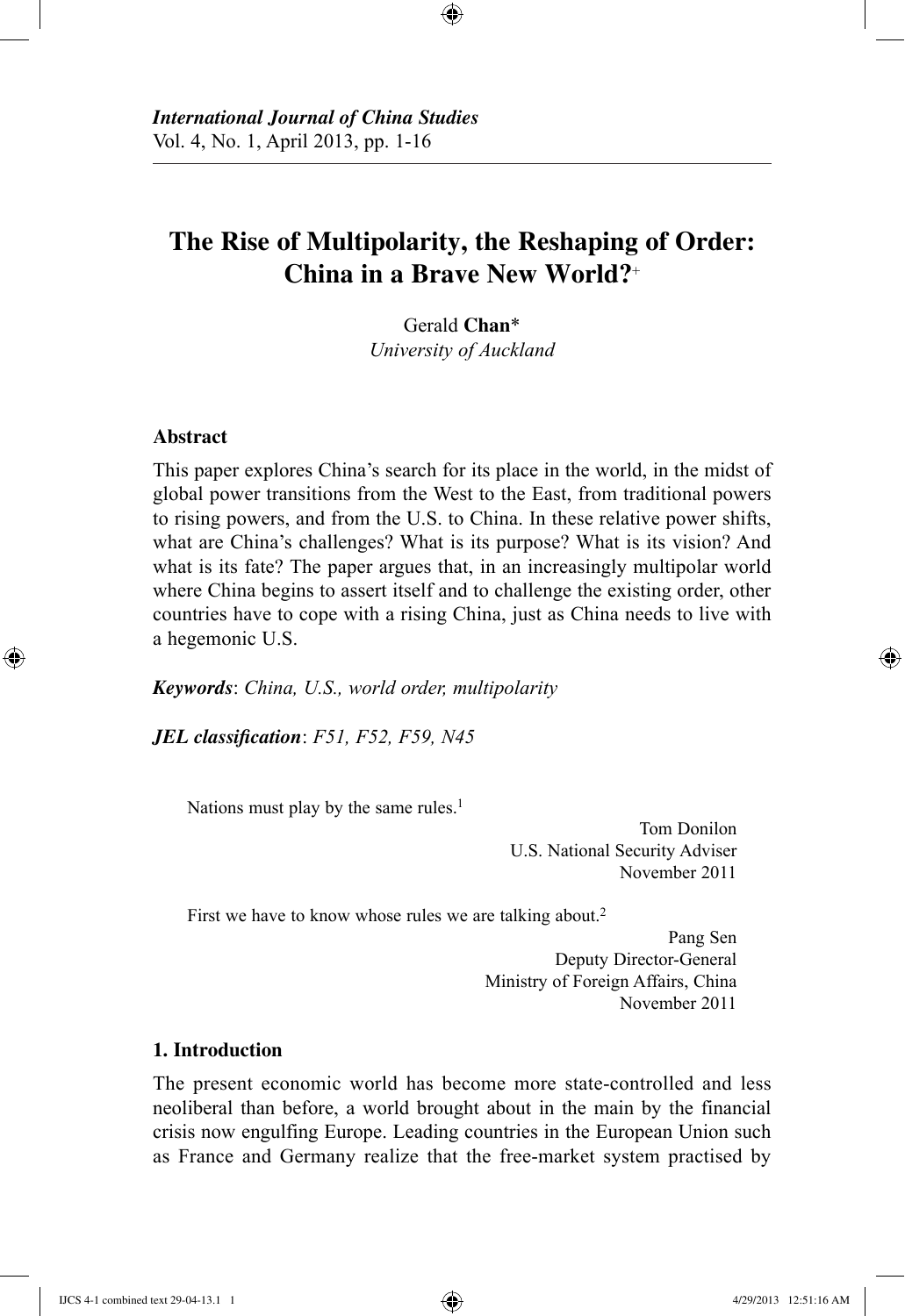*International Journal of China Studies*
Vol. 4, No. 1, April 2013, pp. 1-16

# The Rise of Multipolarity, the Reshaping of Order: China in a Brave New World?[+]

Gerald **Chan***
*University of Auckland*

### Abstract

This paper explores China's search for its place in the world, in the midst of global power transitions from the West to the East, from traditional powers to rising powers, and from the U.S. to China. In these relative power shifts, what are China's challenges? What is its purpose? What is its vision? And what is its fate? The paper argues that, in an increasingly multipolar world where China begins to assert itself and to challenge the existing order, other countries have to cope with a rising China, just as China needs to live with a hegemonic U.S.

***Keywords***: *China, U.S., world order, multipolarity*

***JEL classification***: *F51, F52, F59, N45*

> Nations must play by the same rules.[1]
>
> Tom Donilon
> U.S. National Security Adviser
> November 2011

> First we have to know whose rules we are talking about.[2]
>
> Pang Sen
> Deputy Director-General
> Ministry of Foreign Affairs, China
> November 2011

## 1. Introduction

The present economic world has become more state-controlled and less neoliberal than before, a world brought about in the main by the financial crisis now engulfing Europe. Leading countries in the European Union such as France and Germany realize that the free-market system practised by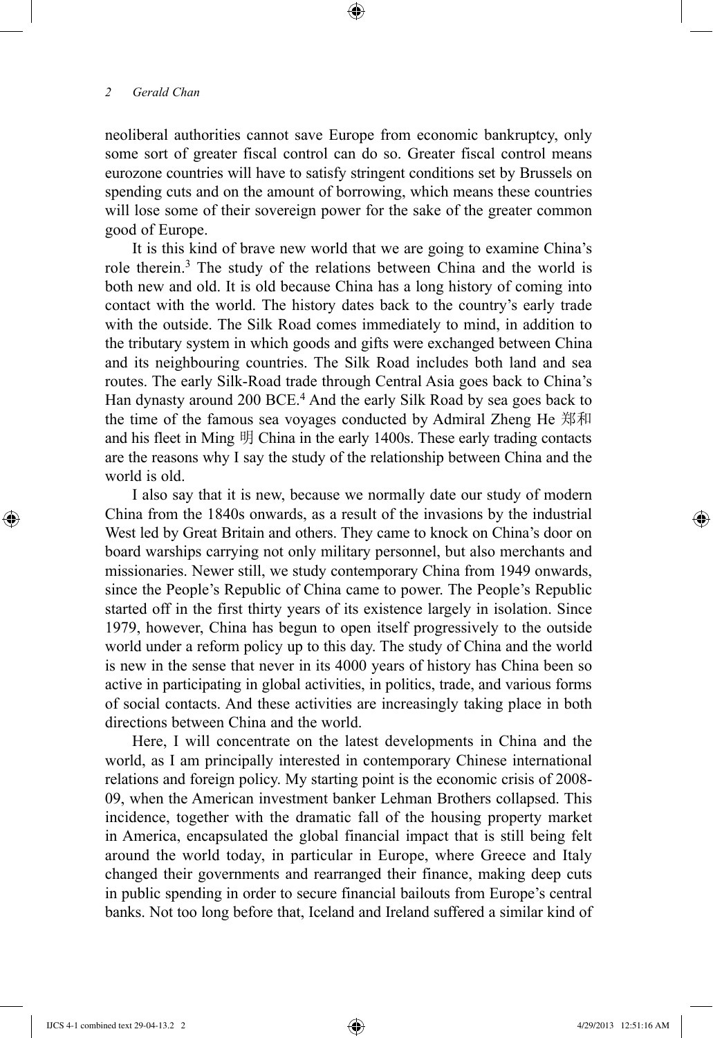neoliberal authorities cannot save Europe from economic bankruptcy, only some sort of greater fiscal control can do so. Greater fiscal control means eurozone countries will have to satisfy stringent conditions set by Brussels on spending cuts and on the amount of borrowing, which means these countries will lose some of their sovereign power for the sake of the greater common good of Europe.

It is this kind of brave new world that we are going to examine China's role therein.[3] The study of the relations between China and the world is both new and old. It is old because China has a long history of coming into contact with the world. The history dates back to the country's early trade with the outside. The Silk Road comes immediately to mind, in addition to the tributary system in which goods and gifts were exchanged between China and its neighbouring countries. The Silk Road includes both land and sea routes. The early Silk-Road trade through Central Asia goes back to China's Han dynasty around 200 BCE.[4] And the early Silk Road by sea goes back to the time of the famous sea voyages conducted by Admiral Zheng He 郑和 and his fleet in Ming 明 China in the early 1400s. These early trading contacts are the reasons why I say the study of the relationship between China and the world is old.

I also say that it is new, because we normally date our study of modern China from the 1840s onwards, as a result of the invasions by the industrial West led by Great Britain and others. They came to knock on China's door on board warships carrying not only military personnel, but also merchants and missionaries. Newer still, we study contemporary China from 1949 onwards, since the People's Republic of China came to power. The People's Republic started off in the first thirty years of its existence largely in isolation. Since 1979, however, China has begun to open itself progressively to the outside world under a reform policy up to this day. The study of China and the world is new in the sense that never in its 4000 years of history has China been so active in participating in global activities, in politics, trade, and various forms of social contacts. And these activities are increasingly taking place in both directions between China and the world.

Here, I will concentrate on the latest developments in China and the world, as I am principally interested in contemporary Chinese international relations and foreign policy. My starting point is the economic crisis of 2008-09, when the American investment banker Lehman Brothers collapsed. This incidence, together with the dramatic fall of the housing property market in America, encapsulated the global financial impact that is still being felt around the world today, in particular in Europe, where Greece and Italy changed their governments and rearranged their finance, making deep cuts in public spending in order to secure financial bailouts from Europe's central banks. Not too long before that, Iceland and Ireland suffered a similar kind of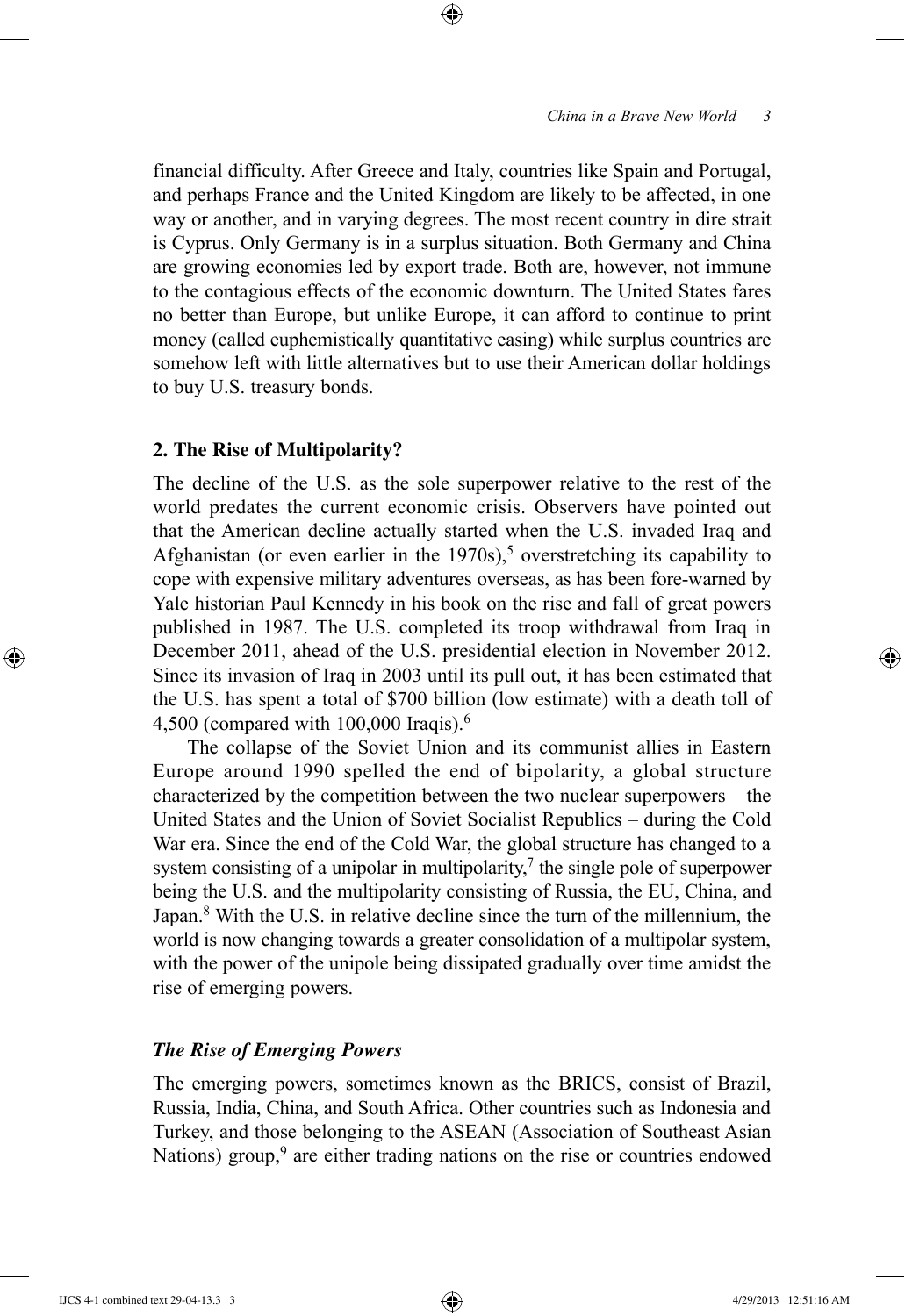financial difficulty. After Greece and Italy, countries like Spain and Portugal, and perhaps France and the United Kingdom are likely to be affected, in one way or another, and in varying degrees. The most recent country in dire strait is Cyprus. Only Germany is in a surplus situation. Both Germany and China are growing economies led by export trade. Both are, however, not immune to the contagious effects of the economic downturn. The United States fares no better than Europe, but unlike Europe, it can afford to continue to print money (called euphemistically quantitative easing) while surplus countries are somehow left with little alternatives but to use their American dollar holdings to buy U.S. treasury bonds.

## 2. The Rise of Multipolarity?

The decline of the U.S. as the sole superpower relative to the rest of the world predates the current economic crisis. Observers have pointed out that the American decline actually started when the U.S. invaded Iraq and Afghanistan (or even earlier in the 1970s),[5] overstretching its capability to cope with expensive military adventures overseas, as has been fore-warned by Yale historian Paul Kennedy in his book on the rise and fall of great powers published in 1987. The U.S. completed its troop withdrawal from Iraq in December 2011, ahead of the U.S. presidential election in November 2012. Since its invasion of Iraq in 2003 until its pull out, it has been estimated that the U.S. has spent a total of $700 billion (low estimate) with a death toll of 4,500 (compared with 100,000 Iraqis).[6]

The collapse of the Soviet Union and its communist allies in Eastern Europe around 1990 spelled the end of bipolarity, a global structure characterized by the competition between the two nuclear superpowers – the United States and the Union of Soviet Socialist Republics – during the Cold War era. Since the end of the Cold War, the global structure has changed to a system consisting of a unipolar in multipolarity,[7] the single pole of superpower being the U.S. and the multipolarity consisting of Russia, the EU, China, and Japan.[8] With the U.S. in relative decline since the turn of the millennium, the world is now changing towards a greater consolidation of a multipolar system, with the power of the unipole being dissipated gradually over time amidst the rise of emerging powers.

### *The Rise of Emerging Powers*

The emerging powers, sometimes known as the BRICS, consist of Brazil, Russia, India, China, and South Africa. Other countries such as Indonesia and Turkey, and those belonging to the ASEAN (Association of Southeast Asian Nations) group,[9] are either trading nations on the rise or countries endowed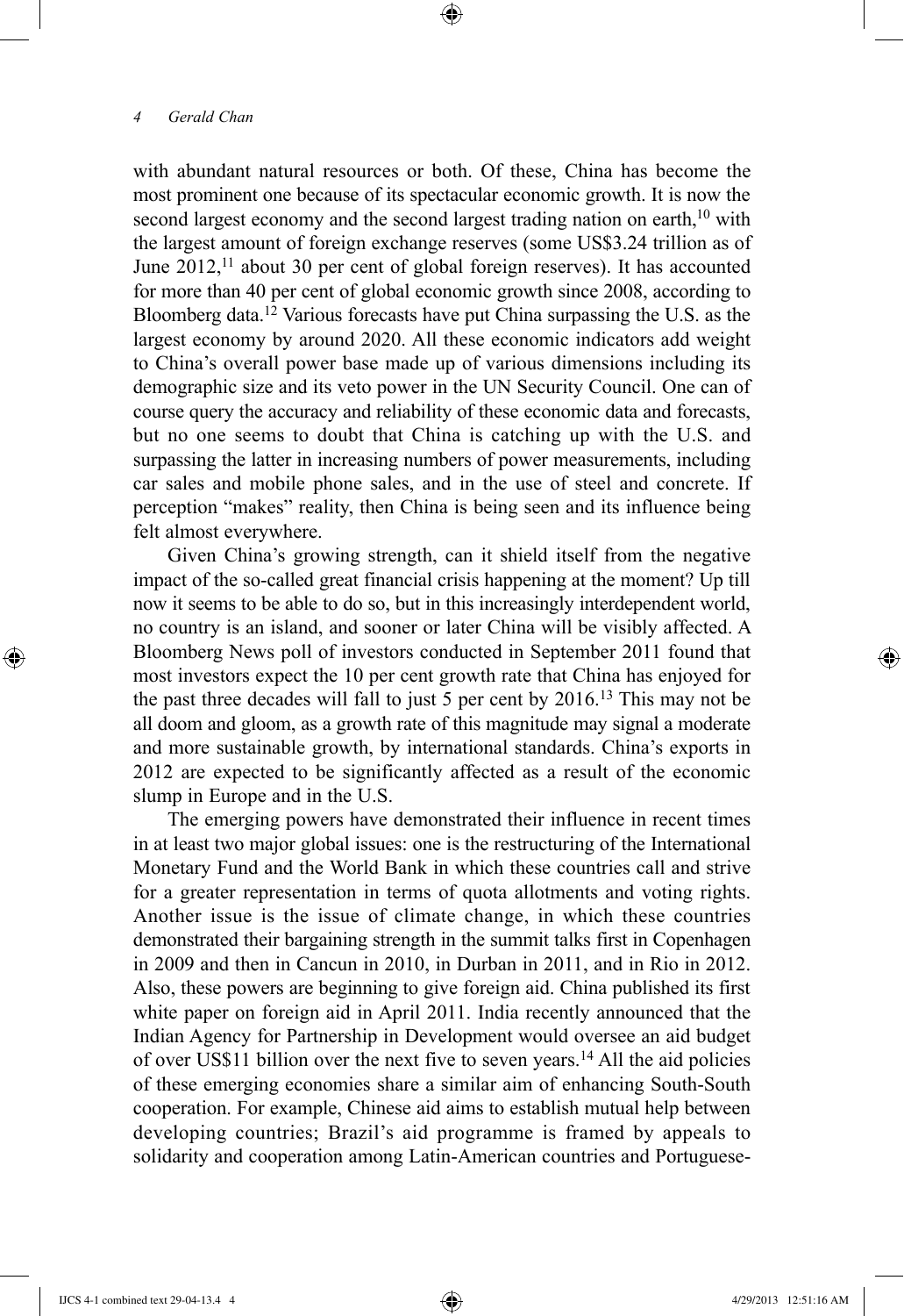with abundant natural resources or both. Of these, China has become the most prominent one because of its spectacular economic growth. It is now the second largest economy and the second largest trading nation on earth,[10] with the largest amount of foreign exchange reserves (some US$3.24 trillion as of June 2012,[11] about 30 per cent of global foreign reserves). It has accounted for more than 40 per cent of global economic growth since 2008, according to Bloomberg data.[12] Various forecasts have put China surpassing the U.S. as the largest economy by around 2020. All these economic indicators add weight to China's overall power base made up of various dimensions including its demographic size and its veto power in the UN Security Council. One can of course query the accuracy and reliability of these economic data and forecasts, but no one seems to doubt that China is catching up with the U.S. and surpassing the latter in increasing numbers of power measurements, including car sales and mobile phone sales, and in the use of steel and concrete. If perception "makes" reality, then China is being seen and its influence being felt almost everywhere.

Given China's growing strength, can it shield itself from the negative impact of the so-called great financial crisis happening at the moment? Up till now it seems to be able to do so, but in this increasingly interdependent world, no country is an island, and sooner or later China will be visibly affected. A Bloomberg News poll of investors conducted in September 2011 found that most investors expect the 10 per cent growth rate that China has enjoyed for the past three decades will fall to just 5 per cent by 2016.[13] This may not be all doom and gloom, as a growth rate of this magnitude may signal a moderate and more sustainable growth, by international standards. China's exports in 2012 are expected to be significantly affected as a result of the economic slump in Europe and in the U.S.

The emerging powers have demonstrated their influence in recent times in at least two major global issues: one is the restructuring of the International Monetary Fund and the World Bank in which these countries call and strive for a greater representation in terms of quota allotments and voting rights. Another issue is the issue of climate change, in which these countries demonstrated their bargaining strength in the summit talks first in Copenhagen in 2009 and then in Cancun in 2010, in Durban in 2011, and in Rio in 2012. Also, these powers are beginning to give foreign aid. China published its first white paper on foreign aid in April 2011. India recently announced that the Indian Agency for Partnership in Development would oversee an aid budget of over US$11 billion over the next five to seven years.[14] All the aid policies of these emerging economies share a similar aim of enhancing South-South cooperation. For example, Chinese aid aims to establish mutual help between developing countries; Brazil's aid programme is framed by appeals to solidarity and cooperation among Latin-American countries and Portuguese-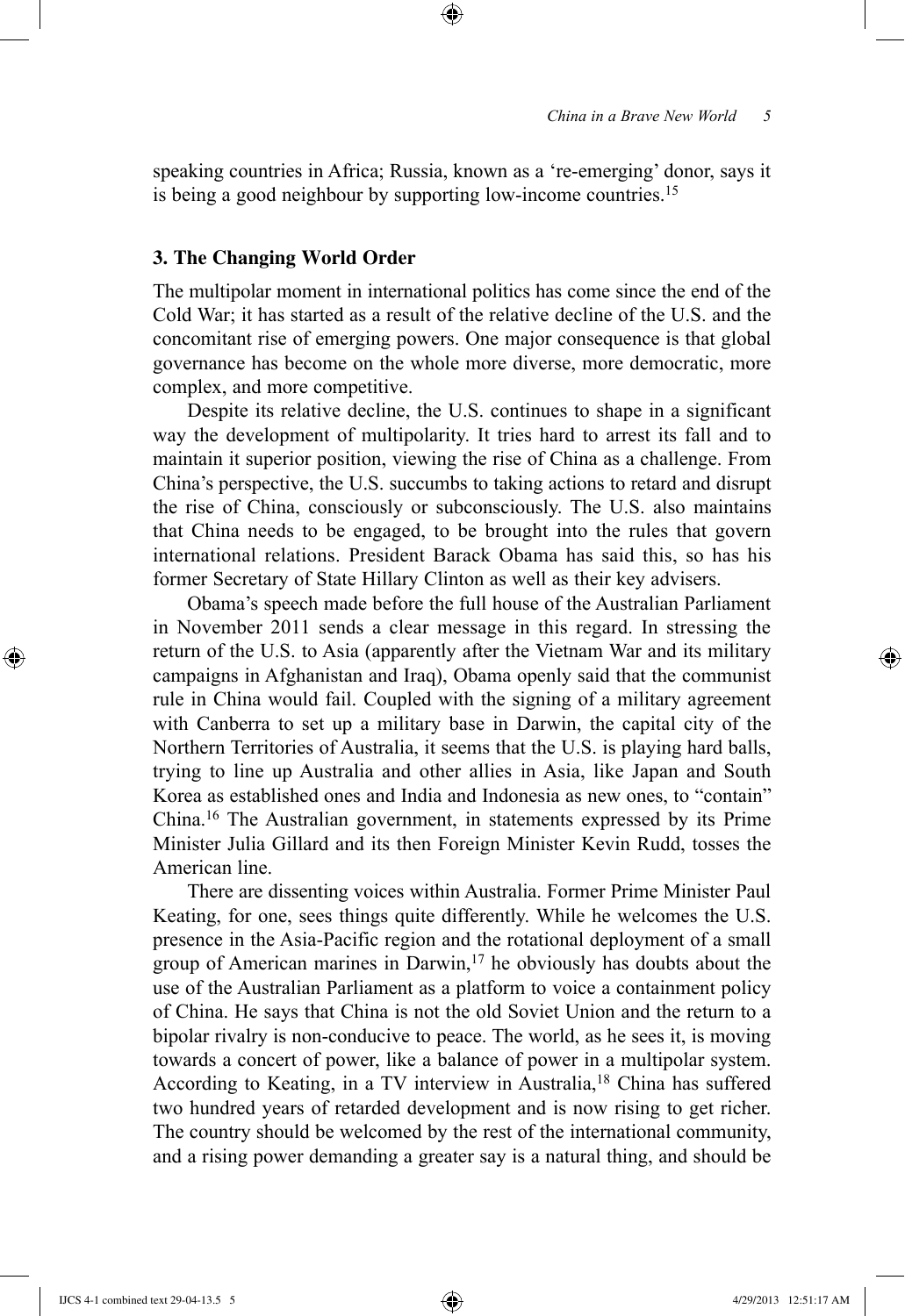speaking countries in Africa; Russia, known as a 're-emerging' donor, says it is being a good neighbour by supporting low-income countries.[15]

### 3. The Changing World Order

The multipolar moment in international politics has come since the end of the Cold War; it has started as a result of the relative decline of the U.S. and the concomitant rise of emerging powers. One major consequence is that global governance has become on the whole more diverse, more democratic, more complex, and more competitive.

Despite its relative decline, the U.S. continues to shape in a significant way the development of multipolarity. It tries hard to arrest its fall and to maintain it superior position, viewing the rise of China as a challenge. From China's perspective, the U.S. succumbs to taking actions to retard and disrupt the rise of China, consciously or subconsciously. The U.S. also maintains that China needs to be engaged, to be brought into the rules that govern international relations. President Barack Obama has said this, so has his former Secretary of State Hillary Clinton as well as their key advisers.

Obama's speech made before the full house of the Australian Parliament in November 2011 sends a clear message in this regard. In stressing the return of the U.S. to Asia (apparently after the Vietnam War and its military campaigns in Afghanistan and Iraq), Obama openly said that the communist rule in China would fail. Coupled with the signing of a military agreement with Canberra to set up a military base in Darwin, the capital city of the Northern Territories of Australia, it seems that the U.S. is playing hard balls, trying to line up Australia and other allies in Asia, like Japan and South Korea as established ones and India and Indonesia as new ones, to "contain" China.[16] The Australian government, in statements expressed by its Prime Minister Julia Gillard and its then Foreign Minister Kevin Rudd, tosses the American line.

There are dissenting voices within Australia. Former Prime Minister Paul Keating, for one, sees things quite differently. While he welcomes the U.S. presence in the Asia-Pacific region and the rotational deployment of a small group of American marines in Darwin,[17] he obviously has doubts about the use of the Australian Parliament as a platform to voice a containment policy of China. He says that China is not the old Soviet Union and the return to a bipolar rivalry is non-conducive to peace. The world, as he sees it, is moving towards a concert of power, like a balance of power in a multipolar system. According to Keating, in a TV interview in Australia,[18] China has suffered two hundred years of retarded development and is now rising to get richer. The country should be welcomed by the rest of the international community, and a rising power demanding a greater say is a natural thing, and should be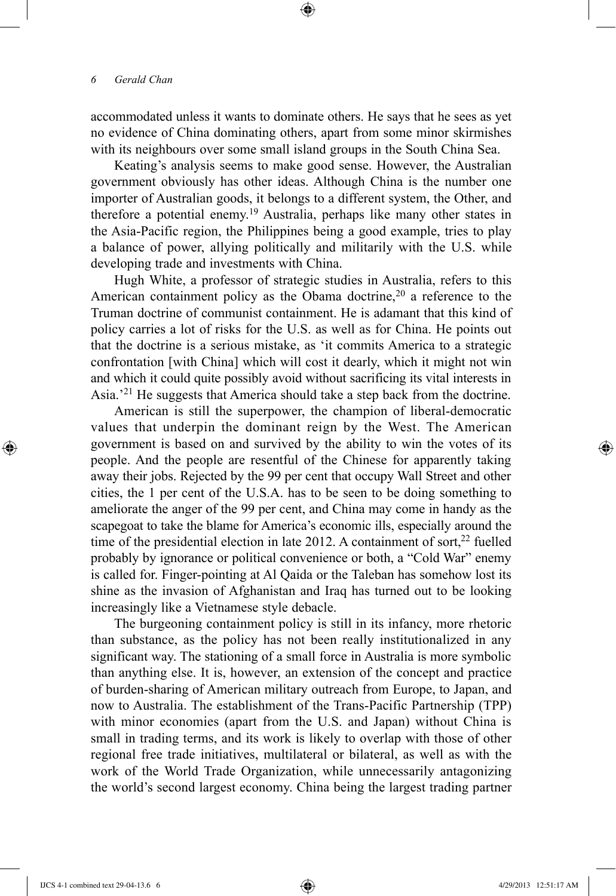accommodated unless it wants to dominate others. He says that he sees as yet no evidence of China dominating others, apart from some minor skirmishes with its neighbours over some small island groups in the South China Sea.

Keating's analysis seems to make good sense. However, the Australian government obviously has other ideas. Although China is the number one importer of Australian goods, it belongs to a different system, the Other, and therefore a potential enemy.[19] Australia, perhaps like many other states in the Asia-Pacific region, the Philippines being a good example, tries to play a balance of power, allying politically and militarily with the U.S. while developing trade and investments with China.

Hugh White, a professor of strategic studies in Australia, refers to this American containment policy as the Obama doctrine,[20] a reference to the Truman doctrine of communist containment. He is adamant that this kind of policy carries a lot of risks for the U.S. as well as for China. He points out that the doctrine is a serious mistake, as 'it commits America to a strategic confrontation [with China] which will cost it dearly, which it might not win and which it could quite possibly avoid without sacrificing its vital interests in Asia.'[21] He suggests that America should take a step back from the doctrine.

American is still the superpower, the champion of liberal-democratic values that underpin the dominant reign by the West. The American government is based on and survived by the ability to win the votes of its people. And the people are resentful of the Chinese for apparently taking away their jobs. Rejected by the 99 per cent that occupy Wall Street and other cities, the 1 per cent of the U.S.A. has to be seen to be doing something to ameliorate the anger of the 99 per cent, and China may come in handy as the scapegoat to take the blame for America's economic ills, especially around the time of the presidential election in late 2012. A containment of sort,[22] fuelled probably by ignorance or political convenience or both, a "Cold War" enemy is called for. Finger-pointing at Al Qaida or the Taleban has somehow lost its shine as the invasion of Afghanistan and Iraq has turned out to be looking increasingly like a Vietnamese style debacle.

The burgeoning containment policy is still in its infancy, more rhetoric than substance, as the policy has not been really institutionalized in any significant way. The stationing of a small force in Australia is more symbolic than anything else. It is, however, an extension of the concept and practice of burden-sharing of American military outreach from Europe, to Japan, and now to Australia. The establishment of the Trans-Pacific Partnership (TPP) with minor economies (apart from the U.S. and Japan) without China is small in trading terms, and its work is likely to overlap with those of other regional free trade initiatives, multilateral or bilateral, as well as with the work of the World Trade Organization, while unnecessarily antagonizing the world's second largest economy. China being the largest trading partner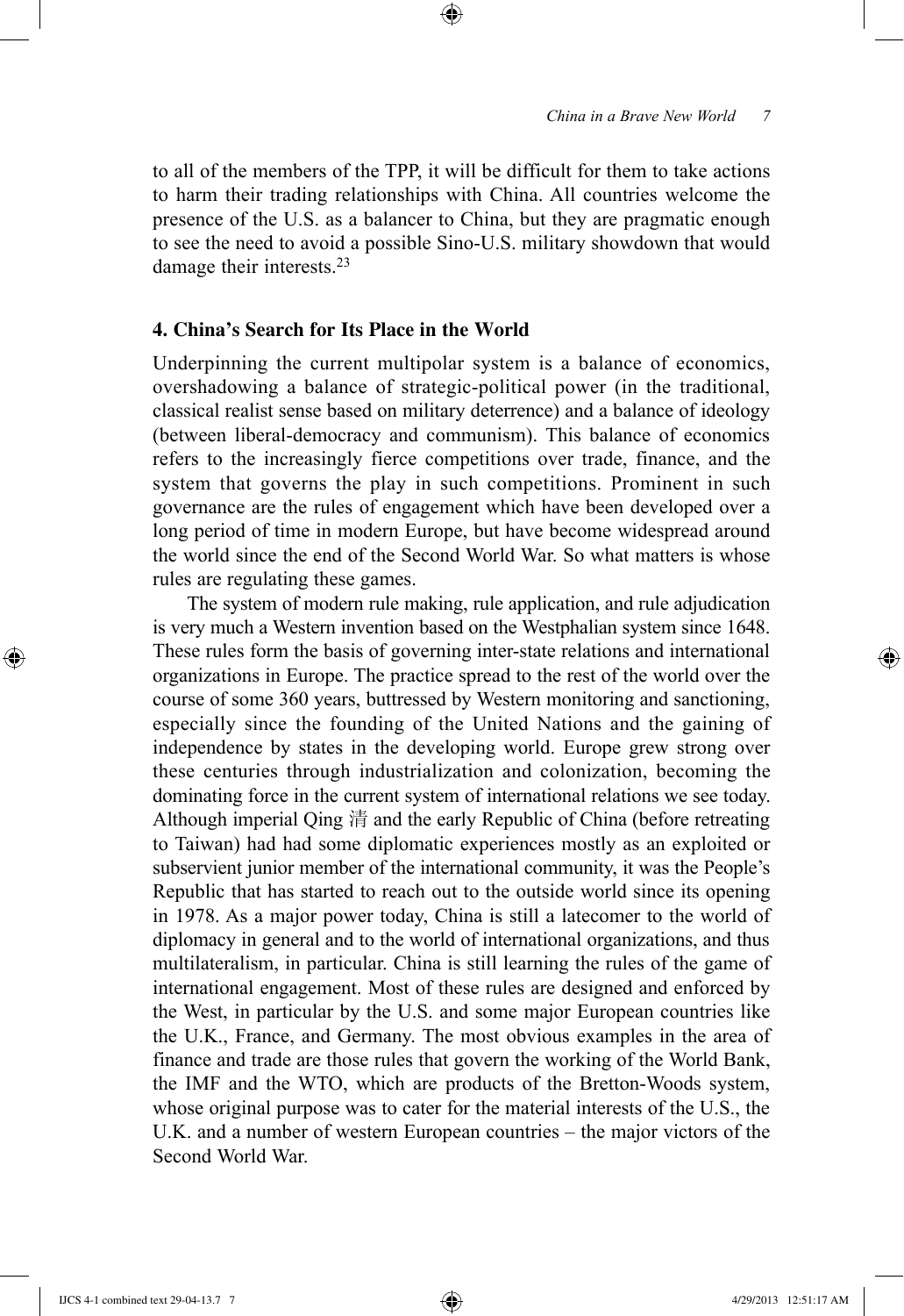to all of the members of the TPP, it will be difficult for them to take actions to harm their trading relationships with China. All countries welcome the presence of the U.S. as a balancer to China, but they are pragmatic enough to see the need to avoid a possible Sino-U.S. military showdown that would damage their interests.[23]

## 4. China's Search for Its Place in the World

Underpinning the current multipolar system is a balance of economics, overshadowing a balance of strategic-political power (in the traditional, classical realist sense based on military deterrence) and a balance of ideology (between liberal-democracy and communism). This balance of economics refers to the increasingly fierce competitions over trade, finance, and the system that governs the play in such competitions. Prominent in such governance are the rules of engagement which have been developed over a long period of time in modern Europe, but have become widespread around the world since the end of the Second World War. So what matters is whose rules are regulating these games.

The system of modern rule making, rule application, and rule adjudication is very much a Western invention based on the Westphalian system since 1648. These rules form the basis of governing inter-state relations and international organizations in Europe. The practice spread to the rest of the world over the course of some 360 years, buttressed by Western monitoring and sanctioning, especially since the founding of the United Nations and the gaining of independence by states in the developing world. Europe grew strong over these centuries through industrialization and colonization, becoming the dominating force in the current system of international relations we see today. Although imperial Qing 清 and the early Republic of China (before retreating to Taiwan) had had some diplomatic experiences mostly as an exploited or subservient junior member of the international community, it was the People's Republic that has started to reach out to the outside world since its opening in 1978. As a major power today, China is still a latecomer to the world of diplomacy in general and to the world of international organizations, and thus multilateralism, in particular. China is still learning the rules of the game of international engagement. Most of these rules are designed and enforced by the West, in particular by the U.S. and some major European countries like the U.K., France, and Germany. The most obvious examples in the area of finance and trade are those rules that govern the working of the World Bank, the IMF and the WTO, which are products of the Bretton-Woods system, whose original purpose was to cater for the material interests of the U.S., the U.K. and a number of western European countries – the major victors of the Second World War.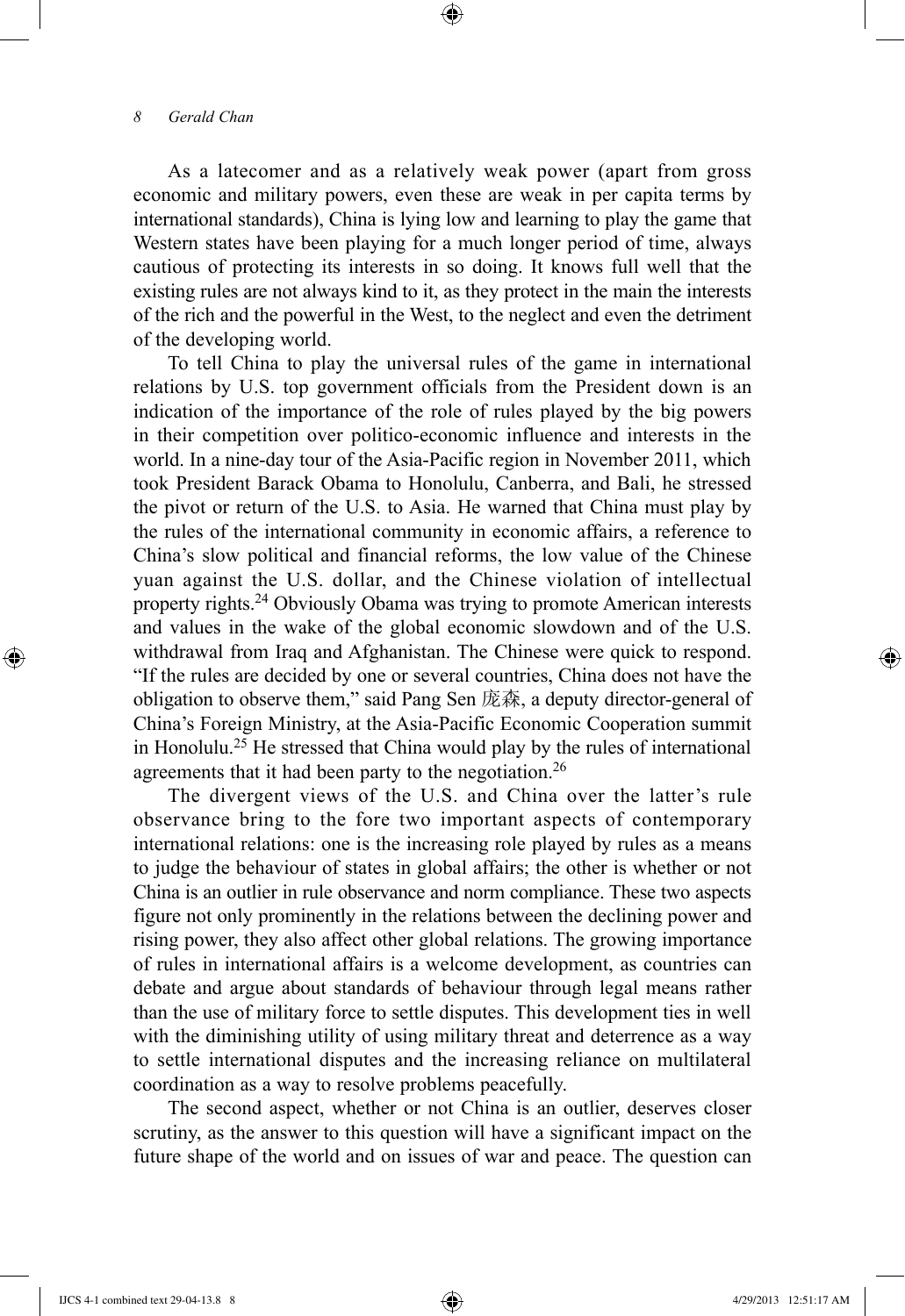As a latecomer and as a relatively weak power (apart from gross economic and military powers, even these are weak in per capita terms by international standards), China is lying low and learning to play the game that Western states have been playing for a much longer period of time, always cautious of protecting its interests in so doing. It knows full well that the existing rules are not always kind to it, as they protect in the main the interests of the rich and the powerful in the West, to the neglect and even the detriment of the developing world.

To tell China to play the universal rules of the game in international relations by U.S. top government officials from the President down is an indication of the importance of the role of rules played by the big powers in their competition over politico-economic influence and interests in the world. In a nine-day tour of the Asia-Pacific region in November 2011, which took President Barack Obama to Honolulu, Canberra, and Bali, he stressed the pivot or return of the U.S. to Asia. He warned that China must play by the rules of the international community in economic affairs, a reference to China's slow political and financial reforms, the low value of the Chinese yuan against the U.S. dollar, and the Chinese violation of intellectual property rights.[24] Obviously Obama was trying to promote American interests and values in the wake of the global economic slowdown and of the U.S. withdrawal from Iraq and Afghanistan. The Chinese were quick to respond. "If the rules are decided by one or several countries, China does not have the obligation to observe them," said Pang Sen 庞森, a deputy director-general of China's Foreign Ministry, at the Asia-Pacific Economic Cooperation summit in Honolulu.[25] He stressed that China would play by the rules of international agreements that it had been party to the negotiation.[26]

The divergent views of the U.S. and China over the latter's rule observance bring to the fore two important aspects of contemporary international relations: one is the increasing role played by rules as a means to judge the behaviour of states in global affairs; the other is whether or not China is an outlier in rule observance and norm compliance. These two aspects figure not only prominently in the relations between the declining power and rising power, they also affect other global relations. The growing importance of rules in international affairs is a welcome development, as countries can debate and argue about standards of behaviour through legal means rather than the use of military force to settle disputes. This development ties in well with the diminishing utility of using military threat and deterrence as a way to settle international disputes and the increasing reliance on multilateral coordination as a way to resolve problems peacefully.

The second aspect, whether or not China is an outlier, deserves closer scrutiny, as the answer to this question will have a significant impact on the future shape of the world and on issues of war and peace. The question can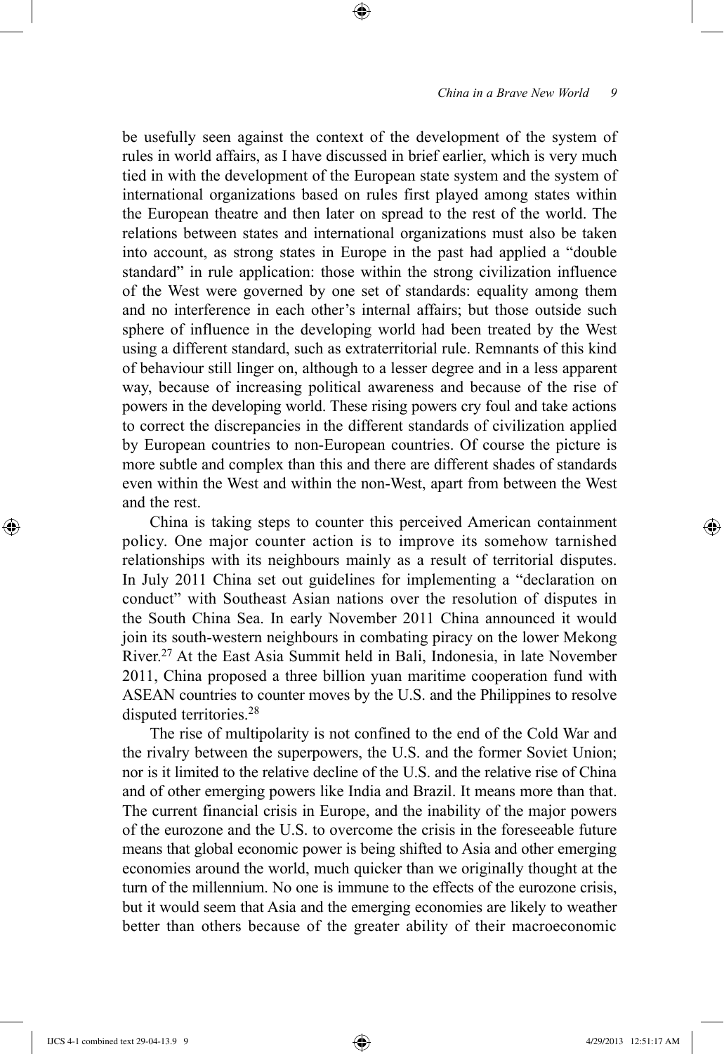be usefully seen against the context of the development of the system of rules in world affairs, as I have discussed in brief earlier, which is very much tied in with the development of the European state system and the system of international organizations based on rules first played among states within the European theatre and then later on spread to the rest of the world. The relations between states and international organizations must also be taken into account, as strong states in Europe in the past had applied a "double standard" in rule application: those within the strong civilization influence of the West were governed by one set of standards: equality among them and no interference in each other's internal affairs; but those outside such sphere of influence in the developing world had been treated by the West using a different standard, such as extraterritorial rule. Remnants of this kind of behaviour still linger on, although to a lesser degree and in a less apparent way, because of increasing political awareness and because of the rise of powers in the developing world. These rising powers cry foul and take actions to correct the discrepancies in the different standards of civilization applied by European countries to non-European countries. Of course the picture is more subtle and complex than this and there are different shades of standards even within the West and within the non-West, apart from between the West and the rest.

China is taking steps to counter this perceived American containment policy. One major counter action is to improve its somehow tarnished relationships with its neighbours mainly as a result of territorial disputes. In July 2011 China set out guidelines for implementing a "declaration on conduct" with Southeast Asian nations over the resolution of disputes in the South China Sea. In early November 2011 China announced it would join its south-western neighbours in combating piracy on the lower Mekong River.[27] At the East Asia Summit held in Bali, Indonesia, in late November 2011, China proposed a three billion yuan maritime cooperation fund with ASEAN countries to counter moves by the U.S. and the Philippines to resolve disputed territories.[28]

The rise of multipolarity is not confined to the end of the Cold War and the rivalry between the superpowers, the U.S. and the former Soviet Union; nor is it limited to the relative decline of the U.S. and the relative rise of China and of other emerging powers like India and Brazil. It means more than that. The current financial crisis in Europe, and the inability of the major powers of the eurozone and the U.S. to overcome the crisis in the foreseeable future means that global economic power is being shifted to Asia and other emerging economies around the world, much quicker than we originally thought at the turn of the millennium. No one is immune to the effects of the eurozone crisis, but it would seem that Asia and the emerging economies are likely to weather better than others because of the greater ability of their macroeconomic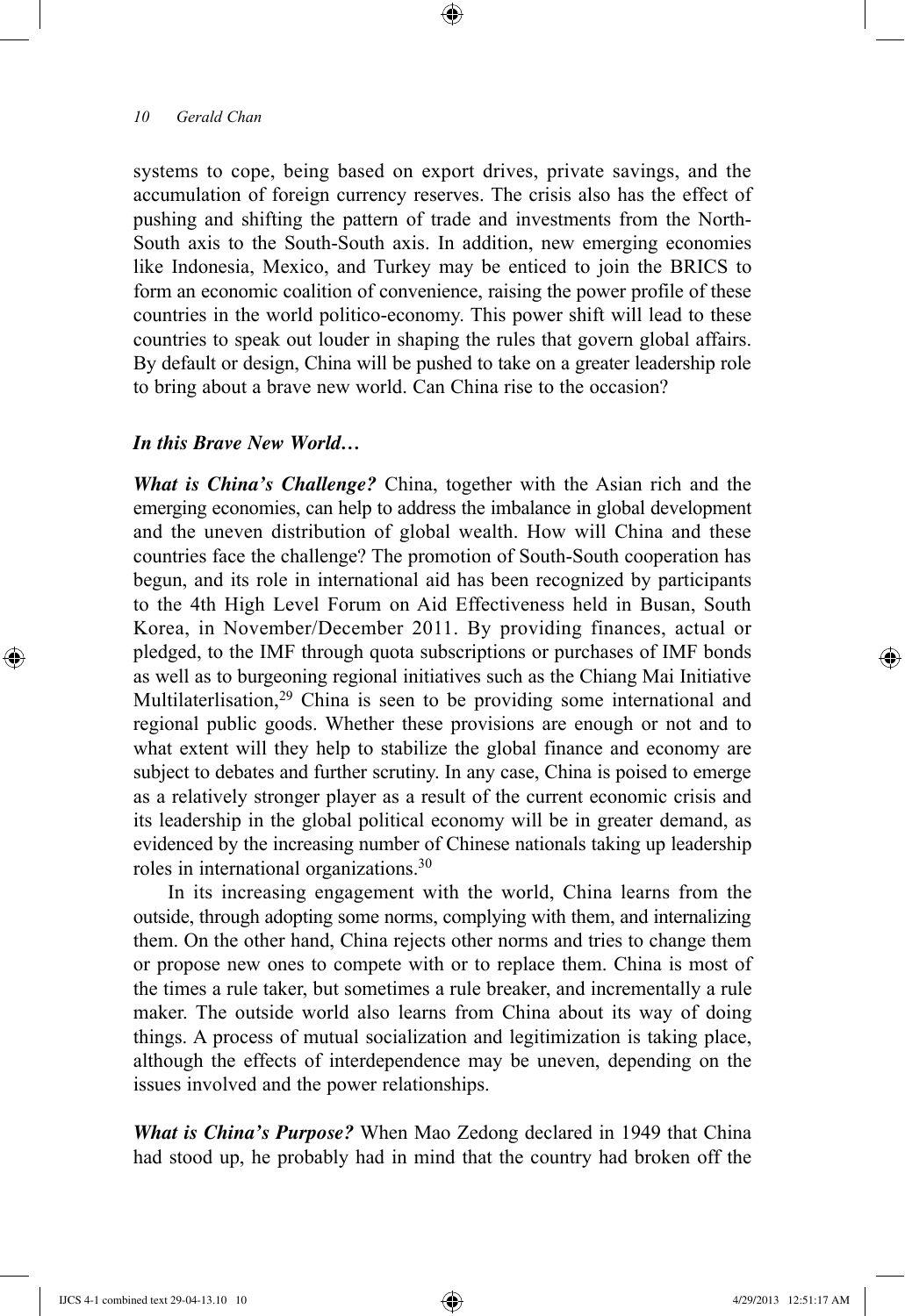systems to cope, being based on export drives, private savings, and the accumulation of foreign currency reserves. The crisis also has the effect of pushing and shifting the pattern of trade and investments from the North-South axis to the South-South axis. In addition, new emerging economies like Indonesia, Mexico, and Turkey may be enticed to join the BRICS to form an economic coalition of convenience, raising the power profile of these countries in the world politico-economy. This power shift will lead to these countries to speak out louder in shaping the rules that govern global affairs. By default or design, China will be pushed to take on a greater leadership role to bring about a brave new world. Can China rise to the occasion?

### *In this Brave New World…*

***What is China's Challenge?*** China, together with the Asian rich and the emerging economies, can help to address the imbalance in global development and the uneven distribution of global wealth. How will China and these countries face the challenge? The promotion of South-South cooperation has begun, and its role in international aid has been recognized by participants to the 4th High Level Forum on Aid Effectiveness held in Busan, South Korea, in November/December 2011. By providing finances, actual or pledged, to the IMF through quota subscriptions or purchases of IMF bonds as well as to burgeoning regional initiatives such as the Chiang Mai Initiative Multilaterlisation,[29] China is seen to be providing some international and regional public goods. Whether these provisions are enough or not and to what extent will they help to stabilize the global finance and economy are subject to debates and further scrutiny. In any case, China is poised to emerge as a relatively stronger player as a result of the current economic crisis and its leadership in the global political economy will be in greater demand, as evidenced by the increasing number of Chinese nationals taking up leadership roles in international organizations.[30]

In its increasing engagement with the world, China learns from the outside, through adopting some norms, complying with them, and internalizing them. On the other hand, China rejects other norms and tries to change them or propose new ones to compete with or to replace them. China is most of the times a rule taker, but sometimes a rule breaker, and incrementally a rule maker. The outside world also learns from China about its way of doing things. A process of mutual socialization and legitimization is taking place, although the effects of interdependence may be uneven, depending on the issues involved and the power relationships.

***What is China's Purpose?*** When Mao Zedong declared in 1949 that China had stood up, he probably had in mind that the country had broken off the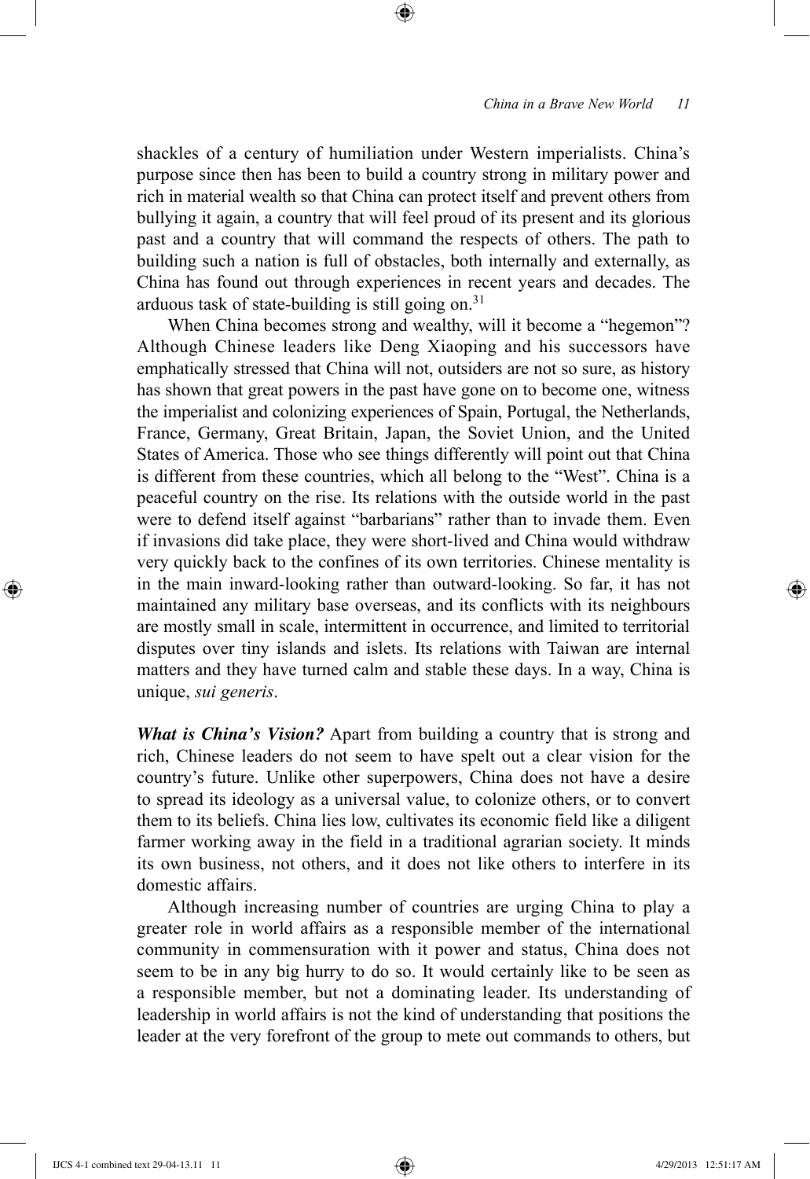shackles of a century of humiliation under Western imperialists. China's purpose since then has been to build a country strong in military power and rich in material wealth so that China can protect itself and prevent others from bullying it again, a country that will feel proud of its present and its glorious past and a country that will command the respects of others. The path to building such a nation is full of obstacles, both internally and externally, as China has found out through experiences in recent years and decades. The arduous task of state-building is still going on.[31]

When China becomes strong and wealthy, will it become a "hegemon"? Although Chinese leaders like Deng Xiaoping and his successors have emphatically stressed that China will not, outsiders are not so sure, as history has shown that great powers in the past have gone on to become one, witness the imperialist and colonizing experiences of Spain, Portugal, the Netherlands, France, Germany, Great Britain, Japan, the Soviet Union, and the United States of America. Those who see things differently will point out that China is different from these countries, which all belong to the "West". China is a peaceful country on the rise. Its relations with the outside world in the past were to defend itself against "barbarians" rather than to invade them. Even if invasions did take place, they were short-lived and China would withdraw very quickly back to the confines of its own territories. Chinese mentality is in the main inward-looking rather than outward-looking. So far, it has not maintained any military base overseas, and its conflicts with its neighbours are mostly small in scale, intermittent in occurrence, and limited to territorial disputes over tiny islands and islets. Its relations with Taiwan are internal matters and they have turned calm and stable these days. In a way, China is unique, *sui generis*.

***What is China's Vision?*** Apart from building a country that is strong and rich, Chinese leaders do not seem to have spelt out a clear vision for the country's future. Unlike other superpowers, China does not have a desire to spread its ideology as a universal value, to colonize others, or to convert them to its beliefs. China lies low, cultivates its economic field like a diligent farmer working away in the field in a traditional agrarian society. It minds its own business, not others, and it does not like others to interfere in its domestic affairs.

Although increasing number of countries are urging China to play a greater role in world affairs as a responsible member of the international community in commensuration with it power and status, China does not seem to be in any big hurry to do so. It would certainly like to be seen as a responsible member, but not a dominating leader. Its understanding of leadership in world affairs is not the kind of understanding that positions the leader at the very forefront of the group to mete out commands to others, but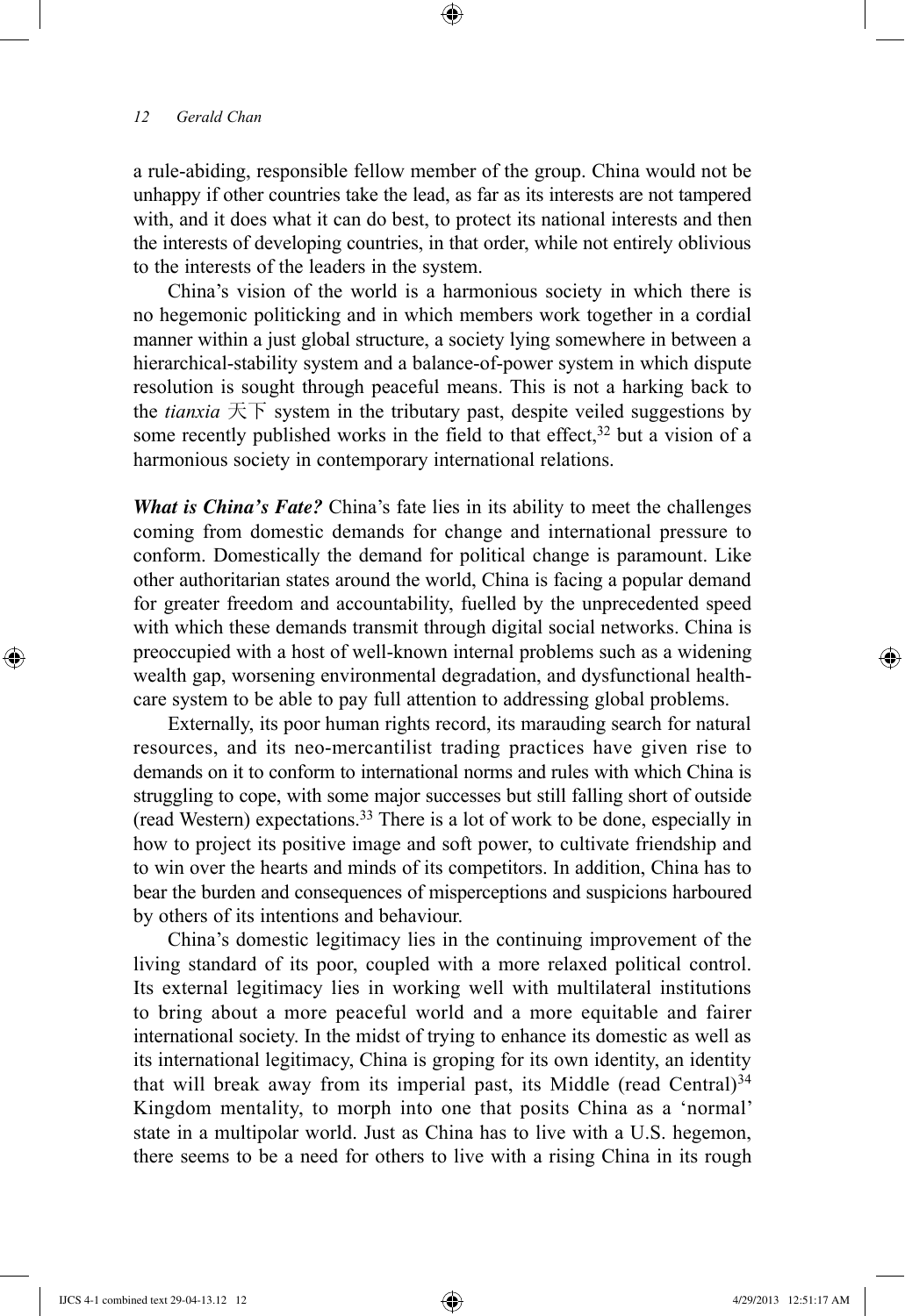a rule-abiding, responsible fellow member of the group. China would not be unhappy if other countries take the lead, as far as its interests are not tampered with, and it does what it can do best, to protect its national interests and then the interests of developing countries, in that order, while not entirely oblivious to the interests of the leaders in the system.

China's vision of the world is a harmonious society in which there is no hegemonic politicking and in which members work together in a cordial manner within a just global structure, a society lying somewhere in between a hierarchical-stability system and a balance-of-power system in which dispute resolution is sought through peaceful means. This is not a harking back to the *tianxia* 天下 system in the tributary past, despite veiled suggestions by some recently published works in the field to that effect,[32] but a vision of a harmonious society in contemporary international relations.

***What is China's Fate?*** China's fate lies in its ability to meet the challenges coming from domestic demands for change and international pressure to conform. Domestically the demand for political change is paramount. Like other authoritarian states around the world, China is facing a popular demand for greater freedom and accountability, fuelled by the unprecedented speed with which these demands transmit through digital social networks. China is preoccupied with a host of well-known internal problems such as a widening wealth gap, worsening environmental degradation, and dysfunctional health-care system to be able to pay full attention to addressing global problems.

Externally, its poor human rights record, its marauding search for natural resources, and its neo-mercantilist trading practices have given rise to demands on it to conform to international norms and rules with which China is struggling to cope, with some major successes but still falling short of outside (read Western) expectations.[33] There is a lot of work to be done, especially in how to project its positive image and soft power, to cultivate friendship and to win over the hearts and minds of its competitors. In addition, China has to bear the burden and consequences of misperceptions and suspicions harboured by others of its intentions and behaviour.

China's domestic legitimacy lies in the continuing improvement of the living standard of its poor, coupled with a more relaxed political control. Its external legitimacy lies in working well with multilateral institutions to bring about a more peaceful world and a more equitable and fairer international society. In the midst of trying to enhance its domestic as well as its international legitimacy, China is groping for its own identity, an identity that will break away from its imperial past, its Middle (read Central)[34] Kingdom mentality, to morph into one that posits China as a 'normal' state in a multipolar world. Just as China has to live with a U.S. hegemon, there seems to be a need for others to live with a rising China in its rough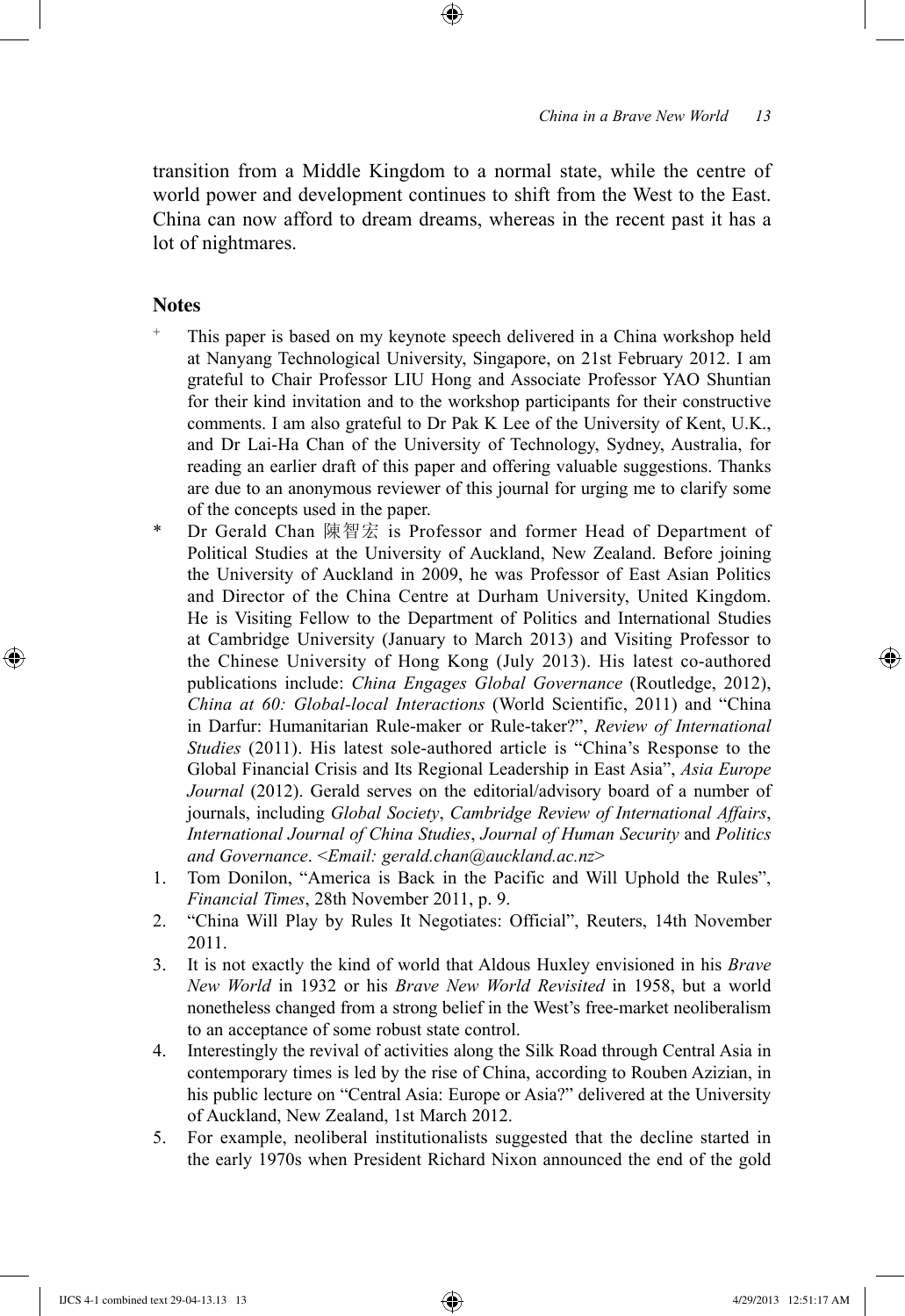transition from a Middle Kingdom to a normal state, while the centre of world power and development continues to shift from the West to the East. China can now afford to dream dreams, whereas in the recent past it has a lot of nightmares.

## Notes

+ This paper is based on my keynote speech delivered in a China workshop held at Nanyang Technological University, Singapore, on 21st February 2012. I am grateful to Chair Professor LIU Hong and Associate Professor YAO Shuntian for their kind invitation and to the workshop participants for their constructive comments. I am also grateful to Dr Pak K Lee of the University of Kent, U.K., and Dr Lai-Ha Chan of the University of Technology, Sydney, Australia, for reading an earlier draft of this paper and offering valuable suggestions. Thanks are due to an anonymous reviewer of this journal for urging me to clarify some of the concepts used in the paper.

\* Dr Gerald Chan 陳智宏 is Professor and former Head of Department of Political Studies at the University of Auckland, New Zealand. Before joining the University of Auckland in 2009, he was Professor of East Asian Politics and Director of the China Centre at Durham University, United Kingdom. He is Visiting Fellow to the Department of Politics and International Studies at Cambridge University (January to March 2013) and Visiting Professor to the Chinese University of Hong Kong (July 2013). His latest co-authored publications include: *China Engages Global Governance* (Routledge, 2012), *China at 60: Global-local Interactions* (World Scientific, 2011) and "China in Darfur: Humanitarian Rule-maker or Rule-taker?", *Review of International Studies* (2011). His latest sole-authored article is "China's Response to the Global Financial Crisis and Its Regional Leadership in East Asia", *Asia Europe Journal* (2012). Gerald serves on the editorial/advisory board of a number of journals, including *Global Society*, *Cambridge Review of International Affairs*, *International Journal of China Studies*, *Journal of Human Security* and *Politics and Governance*. <*Email: gerald.chan@auckland.ac.nz*>

1. Tom Donilon, "America is Back in the Pacific and Will Uphold the Rules", *Financial Times*, 28th November 2011, p. 9.
2. "China Will Play by Rules It Negotiates: Official", Reuters, 14th November 2011.
3. It is not exactly the kind of world that Aldous Huxley envisioned in his *Brave New World* in 1932 or his *Brave New World Revisited* in 1958, but a world nonetheless changed from a strong belief in the West's free-market neoliberalism to an acceptance of some robust state control.
4. Interestingly the revival of activities along the Silk Road through Central Asia in contemporary times is led by the rise of China, according to Rouben Azizian, in his public lecture on "Central Asia: Europe or Asia?" delivered at the University of Auckland, New Zealand, 1st March 2012.
5. For example, neoliberal institutionalists suggested that the decline started in the early 1970s when President Richard Nixon announced the end of the gold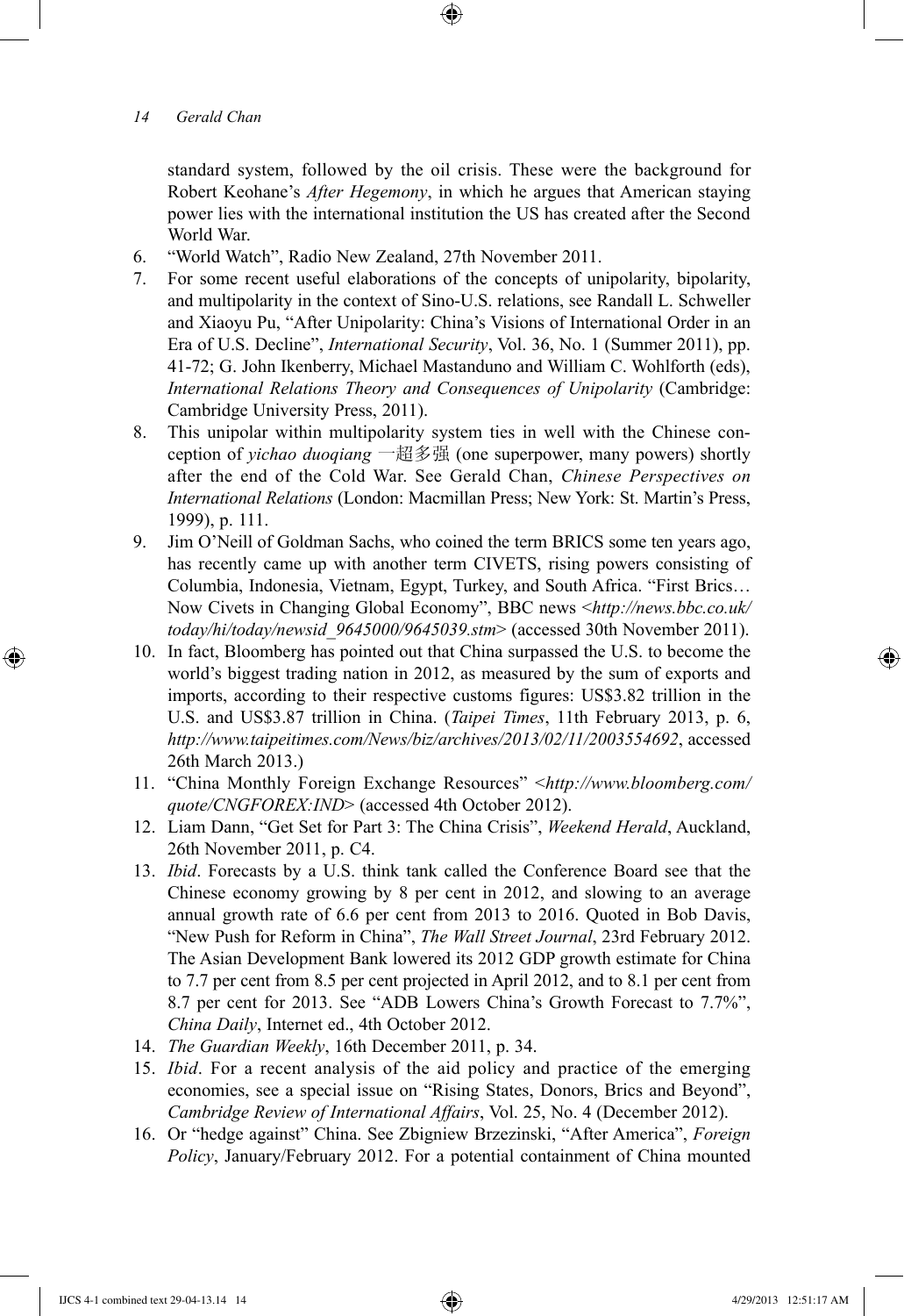standard system, followed by the oil crisis. These were the background for Robert Keohane's *After Hegemony*, in which he argues that American staying power lies with the international institution the US has created after the Second World War.

6. "World Watch", Radio New Zealand, 27th November 2011.
7. For some recent useful elaborations of the concepts of unipolarity, bipolarity, and multipolarity in the context of Sino-U.S. relations, see Randall L. Schweller and Xiaoyu Pu, "After Unipolarity: China's Visions of International Order in an Era of U.S. Decline", *International Security*, Vol. 36, No. 1 (Summer 2011), pp. 41-72; G. John Ikenberry, Michael Mastanduno and William C. Wohlforth (eds), *International Relations Theory and Consequences of Unipolarity* (Cambridge: Cambridge University Press, 2011).
8. This unipolar within multipolarity system ties in well with the Chinese conception of *yichao duoqiang* 一超多强 (one superpower, many powers) shortly after the end of the Cold War. See Gerald Chan, *Chinese Perspectives on International Relations* (London: Macmillan Press; New York: St. Martin's Press, 1999), p. 111.
9. Jim O'Neill of Goldman Sachs, who coined the term BRICS some ten years ago, has recently came up with another term CIVETS, rising powers consisting of Columbia, Indonesia, Vietnam, Egypt, Turkey, and South Africa. "First Brics… Now Civets in Changing Global Economy", BBC news <*http://news.bbc.co.uk/today/hi/today/newsid_9645000/9645039.stm*> (accessed 30th November 2011).
10. In fact, Bloomberg has pointed out that China surpassed the U.S. to become the world's biggest trading nation in 2012, as measured by the sum of exports and imports, according to their respective customs figures: US$3.82 trillion in the U.S. and US$3.87 trillion in China. (*Taipei Times*, 11th February 2013, p. 6, *http://www.taipeitimes.com/News/biz/archives/2013/02/11/2003554692*, accessed 26th March 2013.)
11. "China Monthly Foreign Exchange Resources" <*http://www.bloomberg.com/quote/CNGFOREX:IND*> (accessed 4th October 2012).
12. Liam Dann, "Get Set for Part 3: The China Crisis", *Weekend Herald*, Auckland, 26th November 2011, p. C4.
13. *Ibid*. Forecasts by a U.S. think tank called the Conference Board see that the Chinese economy growing by 8 per cent in 2012, and slowing to an average annual growth rate of 6.6 per cent from 2013 to 2016. Quoted in Bob Davis, "New Push for Reform in China", *The Wall Street Journal*, 23rd February 2012. The Asian Development Bank lowered its 2012 GDP growth estimate for China to 7.7 per cent from 8.5 per cent projected in April 2012, and to 8.1 per cent from 8.7 per cent for 2013. See "ADB Lowers China's Growth Forecast to 7.7%", *China Daily*, Internet ed., 4th October 2012.
14. *The Guardian Weekly*, 16th December 2011, p. 34.
15. *Ibid*. For a recent analysis of the aid policy and practice of the emerging economies, see a special issue on "Rising States, Donors, Brics and Beyond", *Cambridge Review of International Affairs*, Vol. 25, No. 4 (December 2012).
16. Or "hedge against" China. See Zbigniew Brzezinski, "After America", *Foreign Policy*, January/February 2012. For a potential containment of China mounted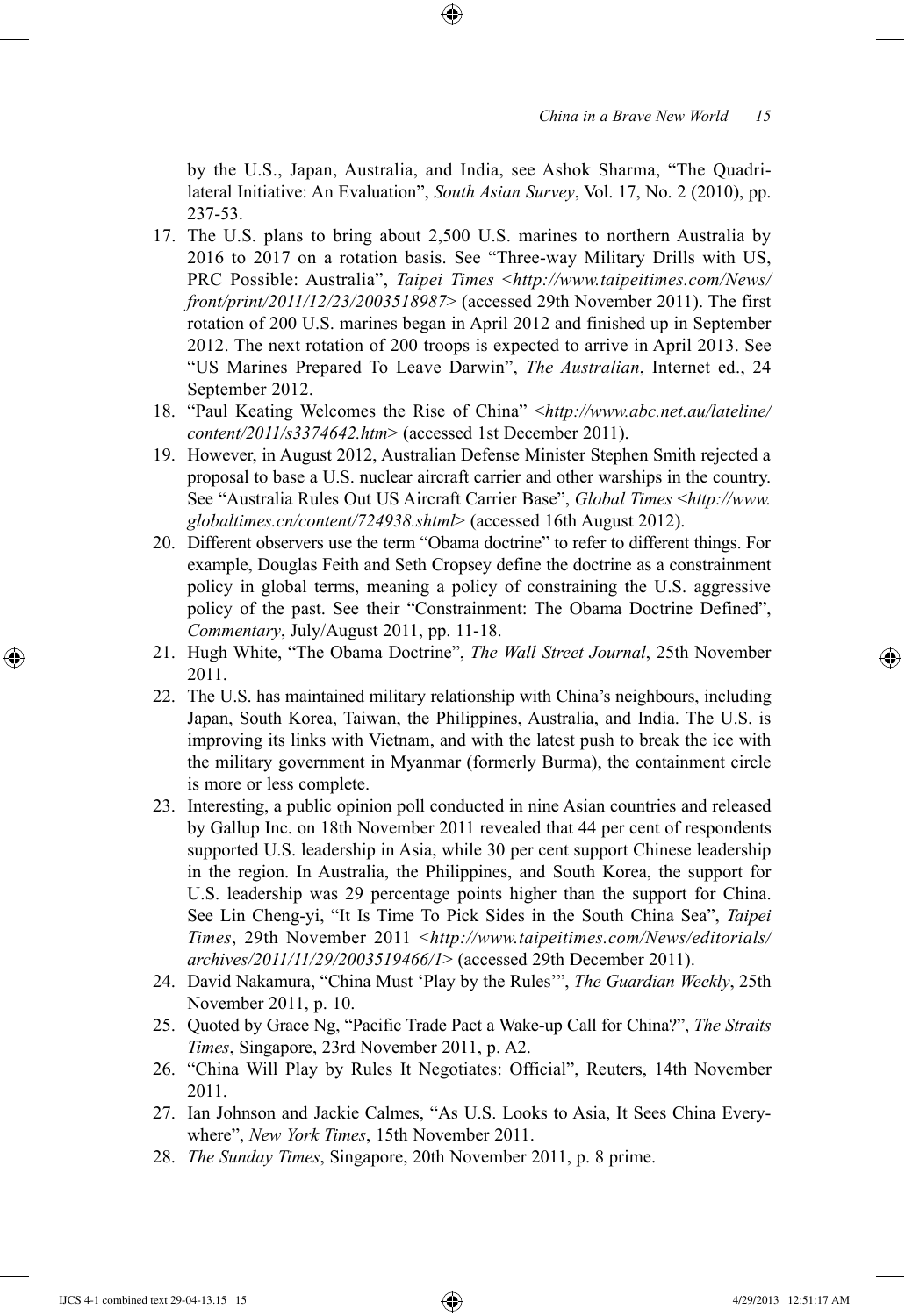by the U.S., Japan, Australia, and India, see Ashok Sharma, "The Quadrilateral Initiative: An Evaluation", *South Asian Survey*, Vol. 17, No. 2 (2010), pp. 237-53.

17. The U.S. plans to bring about 2,500 U.S. marines to northern Australia by 2016 to 2017 on a rotation basis. See "Three-way Military Drills with US, PRC Possible: Australia", *Taipei Times <http://www.taipeitimes.com/News/front/print/2011/12/23/2003518987>* (accessed 29th November 2011). The first rotation of 200 U.S. marines began in April 2012 and finished up in September 2012. The next rotation of 200 troops is expected to arrive in April 2013. See "US Marines Prepared To Leave Darwin", *The Australian*, Internet ed., 24 September 2012.
18. "Paul Keating Welcomes the Rise of China" <*http://www.abc.net.au/lateline/content/2011/s3374642.htm*> (accessed 1st December 2011).
19. However, in August 2012, Australian Defense Minister Stephen Smith rejected a proposal to base a U.S. nuclear aircraft carrier and other warships in the country. See "Australia Rules Out US Aircraft Carrier Base", *Global Times* <*http://www.globaltimes.cn/content/724938.shtml*> (accessed 16th August 2012).
20. Different observers use the term "Obama doctrine" to refer to different things. For example, Douglas Feith and Seth Cropsey define the doctrine as a constrainment policy in global terms, meaning a policy of constraining the U.S. aggressive policy of the past. See their "Constrainment: The Obama Doctrine Defined", *Commentary*, July/August 2011, pp. 11-18.
21. Hugh White, "The Obama Doctrine", *The Wall Street Journal*, 25th November 2011.
22. The U.S. has maintained military relationship with China's neighbours, including Japan, South Korea, Taiwan, the Philippines, Australia, and India. The U.S. is improving its links with Vietnam, and with the latest push to break the ice with the military government in Myanmar (formerly Burma), the containment circle is more or less complete.
23. Interesting, a public opinion poll conducted in nine Asian countries and released by Gallup Inc. on 18th November 2011 revealed that 44 per cent of respondents supported U.S. leadership in Asia, while 30 per cent support Chinese leadership in the region. In Australia, the Philippines, and South Korea, the support for U.S. leadership was 29 percentage points higher than the support for China. See Lin Cheng-yi, "It Is Time To Pick Sides in the South China Sea", *Taipei Times*, 29th November 2011 <*http://www.taipeitimes.com/News/editorials/archives/2011/11/29/2003519466/1*> (accessed 29th December 2011).
24. David Nakamura, "China Must 'Play by the Rules'", *The Guardian Weekly*, 25th November 2011, p. 10.
25. Quoted by Grace Ng, "Pacific Trade Pact a Wake-up Call for China?", *The Straits Times*, Singapore, 23rd November 2011, p. A2.
26. "China Will Play by Rules It Negotiates: Official", Reuters, 14th November 2011.
27. Ian Johnson and Jackie Calmes, "As U.S. Looks to Asia, It Sees China Everywhere", *New York Times*, 15th November 2011.
28. *The Sunday Times*, Singapore, 20th November 2011, p. 8 prime.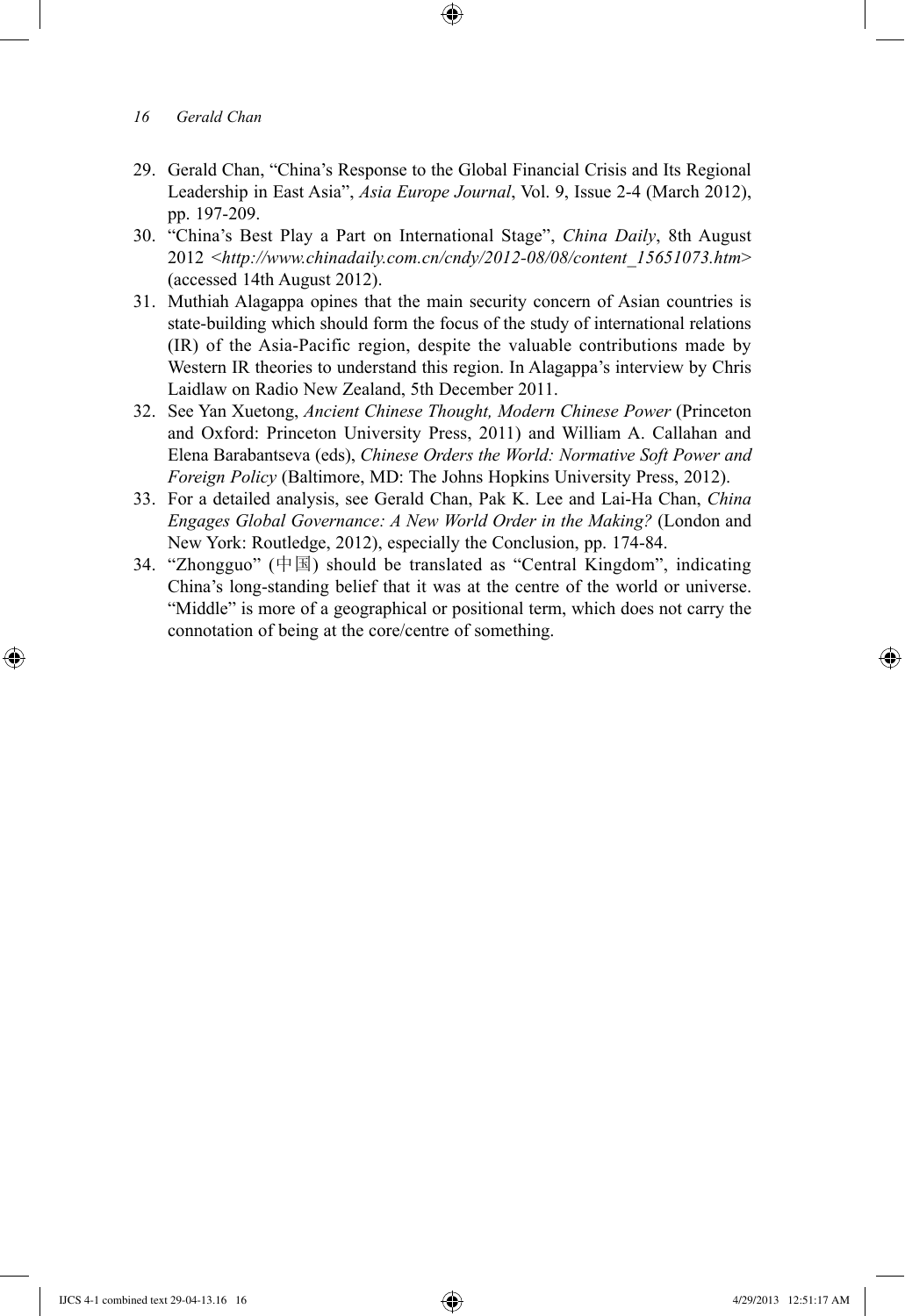29. Gerald Chan, "China's Response to the Global Financial Crisis and Its Regional Leadership in East Asia", *Asia Europe Journal*, Vol. 9, Issue 2-4 (March 2012), pp. 197-209.
30. "China's Best Play a Part on International Stage", *China Daily*, 8th August 2012 <*http://www.chinadaily.com.cn/cndy/2012-08/08/content_15651073.htm*> (accessed 14th August 2012).
31. Muthiah Alagappa opines that the main security concern of Asian countries is state-building which should form the focus of the study of international relations (IR) of the Asia-Pacific region, despite the valuable contributions made by Western IR theories to understand this region. In Alagappa's interview by Chris Laidlaw on Radio New Zealand, 5th December 2011.
32. See Yan Xuetong, *Ancient Chinese Thought, Modern Chinese Power* (Princeton and Oxford: Princeton University Press, 2011) and William A. Callahan and Elena Barabantseva (eds), *Chinese Orders the World: Normative Soft Power and Foreign Policy* (Baltimore, MD: The Johns Hopkins University Press, 2012).
33. For a detailed analysis, see Gerald Chan, Pak K. Lee and Lai-Ha Chan, *China Engages Global Governance: A New World Order in the Making?* (London and New York: Routledge, 2012), especially the Conclusion, pp. 174-84.
34. "Zhongguo" (中国) should be translated as "Central Kingdom", indicating China's long-standing belief that it was at the centre of the world or universe. "Middle" is more of a geographical or positional term, which does not carry the connotation of being at the core/centre of something.